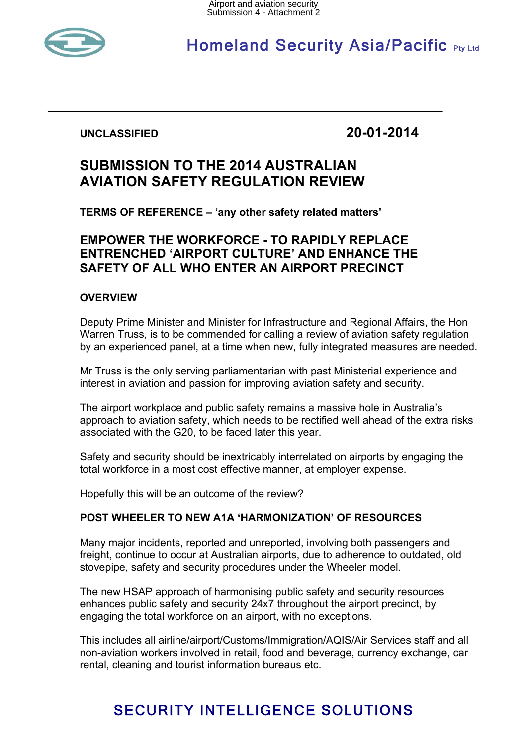Homeland Security Asia/Pacific Pty Ltd

**UNCLASSIFIED** **20-01-2014**

# SUBMISSION TO THE 2014 AUSTRALIAN AVIATION SAFETY REGULATION REVIEW

**TERMS OF REFERENCE – 'any other safety related matters'**

## EMPOWER THE WORKFORCE - TO RAPIDLY REPLACE ENTRENCHED 'AIRPORT CULTURE' AND ENHANCE THE SAFETY OF ALL WHO ENTER AN AIRPORT PRECINCT

### OVERVIEW

Deputy Prime Minister and Minister for Infrastructure and Regional Affairs, the Hon Warren Truss, is to be commended for calling a review of aviation safety regulation by an experienced panel, at a time when new, fully integrated measures are needed.

Mr Truss is the only serving parliamentarian with past Ministerial experience and interest in aviation and passion for improving aviation safety and security.

The airport workplace and public safety remains a massive hole in Australia's approach to aviation safety, which needs to be rectified well ahead of the extra risks associated with the G20, to be faced later this year.

Safety and security should be inextricably interrelated on airports by engaging the total workforce in a most cost effective manner, at employer expense.

Hopefully this will be an outcome of the review?

### POST WHEELER TO NEW A1A 'HARMONIZATION' OF RESOURCES

Many major incidents, reported and unreported, involving both passengers and freight, continue to occur at Australian airports, due to adherence to outdated, old stovepipe, safety and security procedures under the Wheeler model.

The new HSAP approach of harmonising public safety and security resources enhances public safety and security 24x7 throughout the airport precinct, by engaging the total workforce on an airport, with no exceptions.

This includes all airline/airport/Customs/Immigration/AQIS/Air Services staff and all non-aviation workers involved in retail, food and beverage, currency exchange, car rental, cleaning and tourist information bureaus etc.

SECURITY INTELLIGENCE SOLUTIONS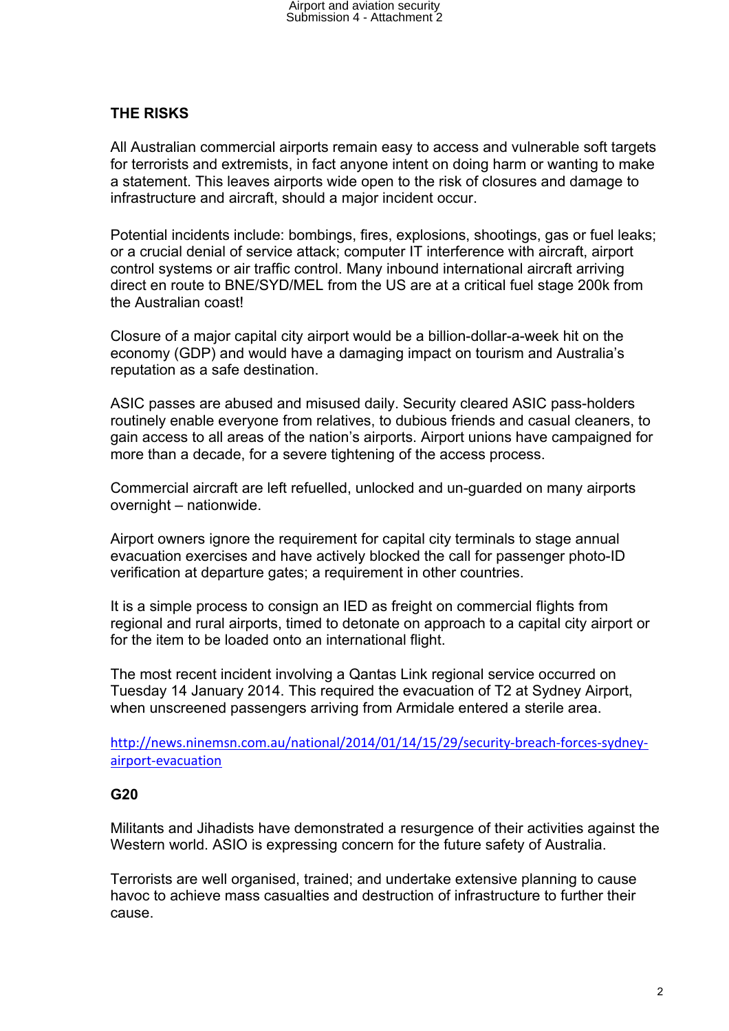## THE RISKS

All Australian commercial airports remain easy to access and vulnerable soft targets for terrorists and extremists, in fact anyone intent on doing harm or wanting to make a statement. This leaves airports wide open to the risk of closures and damage to infrastructure and aircraft, should a major incident occur.

Potential incidents include: bombings, fires, explosions, shootings, gas or fuel leaks; or a crucial denial of service attack; computer IT interference with aircraft, airport control systems or air traffic control. Many inbound international aircraft arriving direct en route to BNE/SYD/MEL from the US are at a critical fuel stage 200k from the Australian coast!

Closure of a major capital city airport would be a billion-dollar-a-week hit on the economy (GDP) and would have a damaging impact on tourism and Australia's reputation as a safe destination.

ASIC passes are abused and misused daily. Security cleared ASIC pass-holders routinely enable everyone from relatives, to dubious friends and casual cleaners, to gain access to all areas of the nation's airports. Airport unions have campaigned for more than a decade, for a severe tightening of the access process.

Commercial aircraft are left refuelled, unlocked and un-guarded on many airports overnight – nationwide.

Airport owners ignore the requirement for capital city terminals to stage annual evacuation exercises and have actively blocked the call for passenger photo-ID verification at departure gates; a requirement in other countries.

It is a simple process to consign an IED as freight on commercial flights from regional and rural airports, timed to detonate on approach to a capital city airport or for the item to be loaded onto an international flight.

The most recent incident involving a Qantas Link regional service occurred on Tuesday 14 January 2014. This required the evacuation of T2 at Sydney Airport, when unscreened passengers arriving from Armidale entered a sterile area.

http://news.ninemsn.com.au/national/2014/01/14/15/29/security-breach-forces-sydney-airport-evacuation

## G20

Militants and Jihadists have demonstrated a resurgence of their activities against the Western world. ASIO is expressing concern for the future safety of Australia.

Terrorists are well organised, trained; and undertake extensive planning to cause havoc to achieve mass casualties and destruction of infrastructure to further their cause.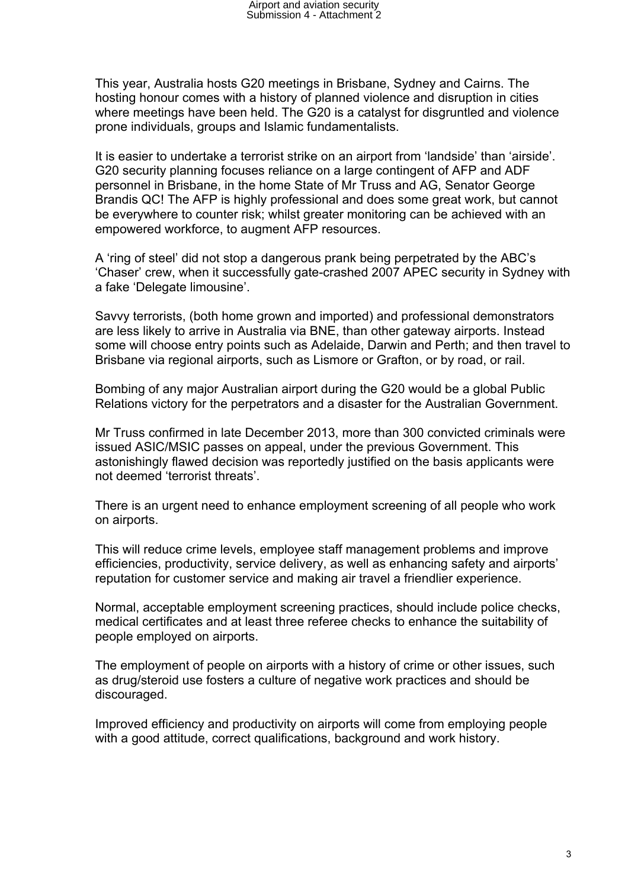This year, Australia hosts G20 meetings in Brisbane, Sydney and Cairns. The hosting honour comes with a history of planned violence and disruption in cities where meetings have been held. The G20 is a catalyst for disgruntled and violence prone individuals, groups and Islamic fundamentalists.

It is easier to undertake a terrorist strike on an airport from 'landside' than 'airside'. G20 security planning focuses reliance on a large contingent of AFP and ADF personnel in Brisbane, in the home State of Mr Truss and AG, Senator George Brandis QC! The AFP is highly professional and does some great work, but cannot be everywhere to counter risk; whilst greater monitoring can be achieved with an empowered workforce, to augment AFP resources.

A 'ring of steel' did not stop a dangerous prank being perpetrated by the ABC's 'Chaser' crew, when it successfully gate-crashed 2007 APEC security in Sydney with a fake 'Delegate limousine'.

Savvy terrorists, (both home grown and imported) and professional demonstrators are less likely to arrive in Australia via BNE, than other gateway airports. Instead some will choose entry points such as Adelaide, Darwin and Perth; and then travel to Brisbane via regional airports, such as Lismore or Grafton, or by road, or rail.

Bombing of any major Australian airport during the G20 would be a global Public Relations victory for the perpetrators and a disaster for the Australian Government.

Mr Truss confirmed in late December 2013, more than 300 convicted criminals were issued ASIC/MSIC passes on appeal, under the previous Government. This astonishingly flawed decision was reportedly justified on the basis applicants were not deemed 'terrorist threats'.

There is an urgent need to enhance employment screening of all people who work on airports.

This will reduce crime levels, employee staff management problems and improve efficiencies, productivity, service delivery, as well as enhancing safety and airports' reputation for customer service and making air travel a friendlier experience.

Normal, acceptable employment screening practices, should include police checks, medical certificates and at least three referee checks to enhance the suitability of people employed on airports.

The employment of people on airports with a history of crime or other issues, such as drug/steroid use fosters a culture of negative work practices and should be discouraged.

Improved efficiency and productivity on airports will come from employing people with a good attitude, correct qualifications, background and work history.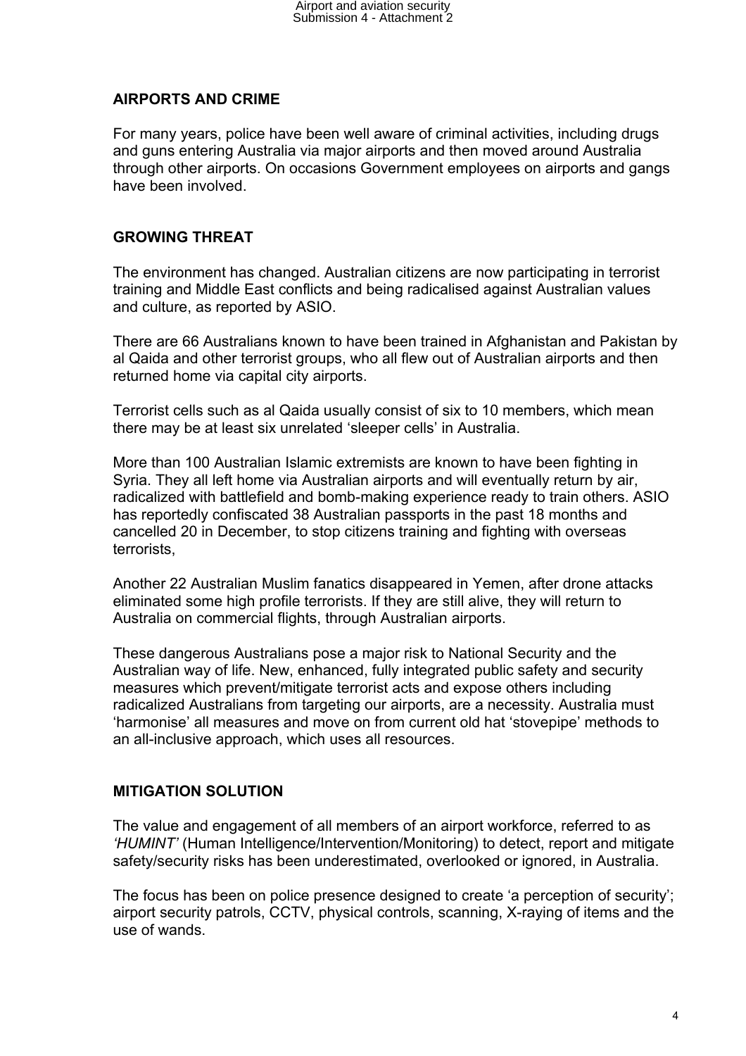## AIRPORTS AND CRIME

For many years, police have been well aware of criminal activities, including drugs and guns entering Australia via major airports and then moved around Australia through other airports. On occasions Government employees on airports and gangs have been involved.

## GROWING THREAT

The environment has changed. Australian citizens are now participating in terrorist training and Middle East conflicts and being radicalised against Australian values and culture, as reported by ASIO.

There are 66 Australians known to have been trained in Afghanistan and Pakistan by al Qaida and other terrorist groups, who all flew out of Australian airports and then returned home via capital city airports.

Terrorist cells such as al Qaida usually consist of six to 10 members, which mean there may be at least six unrelated 'sleeper cells' in Australia.

More than 100 Australian Islamic extremists are known to have been fighting in Syria. They all left home via Australian airports and will eventually return by air, radicalized with battlefield and bomb-making experience ready to train others. ASIO has reportedly confiscated 38 Australian passports in the past 18 months and cancelled 20 in December, to stop citizens training and fighting with overseas terrorists,

Another 22 Australian Muslim fanatics disappeared in Yemen, after drone attacks eliminated some high profile terrorists. If they are still alive, they will return to Australia on commercial flights, through Australian airports.

These dangerous Australians pose a major risk to National Security and the Australian way of life. New, enhanced, fully integrated public safety and security measures which prevent/mitigate terrorist acts and expose others including radicalized Australians from targeting our airports, are a necessity. Australia must 'harmonise' all measures and move on from current old hat 'stovepipe' methods to an all-inclusive approach, which uses all resources.

## MITIGATION SOLUTION

The value and engagement of all members of an airport workforce, referred to as *'HUMINT'* (Human Intelligence/Intervention/Monitoring) to detect, report and mitigate safety/security risks has been underestimated, overlooked or ignored, in Australia.

The focus has been on police presence designed to create 'a perception of security'; airport security patrols, CCTV, physical controls, scanning, X-raying of items and the use of wands.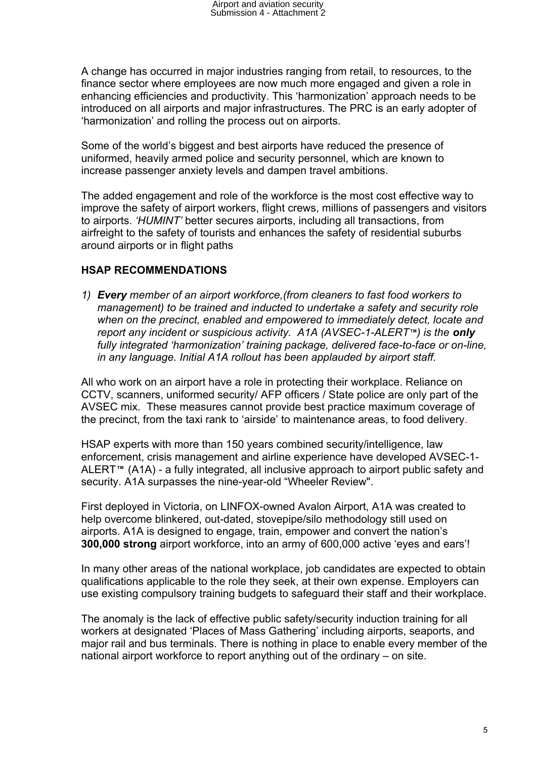A change has occurred in major industries ranging from retail, to resources, to the finance sector where employees are now much more engaged and given a role in enhancing efficiencies and productivity. This 'harmonization' approach needs to be introduced on all airports and major infrastructures. The PRC is an early adopter of 'harmonization' and rolling the process out on airports.

Some of the world's biggest and best airports have reduced the presence of uniformed, heavily armed police and security personnel, which are known to increase passenger anxiety levels and dampen travel ambitions.

The added engagement and role of the workforce is the most cost effective way to improve the safety of airport workers, flight crews, millions of passengers and visitors to airports. *'HUMINT'* better secures airports, including all transactions, from airfreight to the safety of tourists and enhances the safety of residential suburbs around airports or in flight paths

**HSAP RECOMMENDATIONS**

1) ***Every*** *member of an airport workforce,(from cleaners to fast food workers to management) to be trained and inducted to undertake a safety and security role when on the precinct, enabled and empowered to immediately detect, locate and report any incident or suspicious activity. A1A (AVSEC-1-ALERT™) is the* ***only*** *fully integrated 'harmonization' training package, delivered face-to-face or on-line, in any language. Initial A1A rollout has been applauded by airport staff.*

All who work on an airport have a role in protecting their workplace. Reliance on CCTV, scanners, uniformed security/ AFP officers / State police are only part of the AVSEC mix. These measures cannot provide best practice maximum coverage of the precinct, from the taxi rank to 'airside' to maintenance areas, to food delivery.

HSAP experts with more than 150 years combined security/intelligence, law enforcement, crisis management and airline experience have developed AVSEC-1-ALERT™ (A1A) - a fully integrated, all inclusive approach to airport public safety and security. A1A surpasses the nine-year-old "Wheeler Review".

First deployed in Victoria, on LINFOX-owned Avalon Airport, A1A was created to help overcome blinkered, out-dated, stovepipe/silo methodology still used on airports. A1A is designed to engage, train, empower and convert the nation's **300,000 strong** airport workforce, into an army of 600,000 active 'eyes and ears'!

In many other areas of the national workplace, job candidates are expected to obtain qualifications applicable to the role they seek, at their own expense. Employers can use existing compulsory training budgets to safeguard their staff and their workplace.

The anomaly is the lack of effective public safety/security induction training for all workers at designated 'Places of Mass Gathering' including airports, seaports, and major rail and bus terminals. There is nothing in place to enable every member of the national airport workforce to report anything out of the ordinary – on site.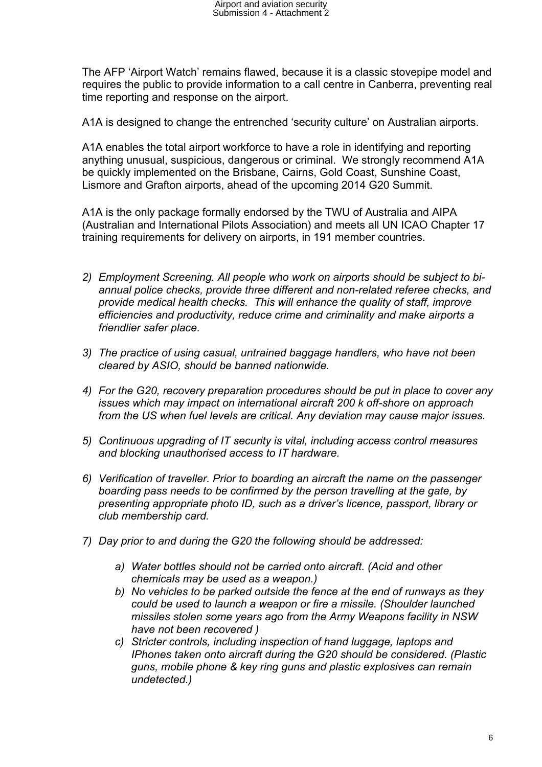The AFP ‘Airport Watch’ remains flawed, because it is a classic stovepipe model and requires the public to provide information to a call centre in Canberra, preventing real time reporting and response on the airport.

A1A is designed to change the entrenched ‘security culture’ on Australian airports.

A1A enables the total airport workforce to have a role in identifying and reporting anything unusual, suspicious, dangerous or criminal. We strongly recommend A1A be quickly implemented on the Brisbane, Cairns, Gold Coast, Sunshine Coast, Lismore and Grafton airports, ahead of the upcoming 2014 G20 Summit.

A1A is the only package formally endorsed by the TWU of Australia and AIPA (Australian and International Pilots Association) and meets all UN ICAO Chapter 17 training requirements for delivery on airports, in 191 member countries.

2) *Employment Screening. All people who work on airports should be subject to bi-annual police checks, provide three different and non-related referee checks, and provide medical health checks. This will enhance the quality of staff, improve efficiencies and productivity, reduce crime and criminality and make airports a friendlier safer place.*

3) *The practice of using casual, untrained baggage handlers, who have not been cleared by ASIO, should be banned nationwide.*

4) *For the G20, recovery preparation procedures should be put in place to cover any issues which may impact on international aircraft 200 k off-shore on approach from the US when fuel levels are critical. Any deviation may cause major issues.*

5) *Continuous upgrading of IT security is vital, including access control measures and blocking unauthorised access to IT hardware.*

6) *Verification of traveller. Prior to boarding an aircraft the name on the passenger boarding pass needs to be confirmed by the person travelling at the gate, by presenting appropriate photo ID, such as a driver’s licence, passport, library or club membership card.*

7) *Day prior to and during the G20 the following should be addressed:*

    a) *Water bottles should not be carried onto aircraft. (Acid and other chemicals may be used as a weapon.)*
    b) *No vehicles to be parked outside the fence at the end of runways as they could be used to launch a weapon or fire a missile. (Shoulder launched missiles stolen some years ago from the Army Weapons facility in NSW have not been recovered )*
    c) *Stricter controls, including inspection of hand luggage, laptops and IPhones taken onto aircraft during the G20 should be considered. (Plastic guns, mobile phone & key ring guns and plastic explosives can remain undetected.)*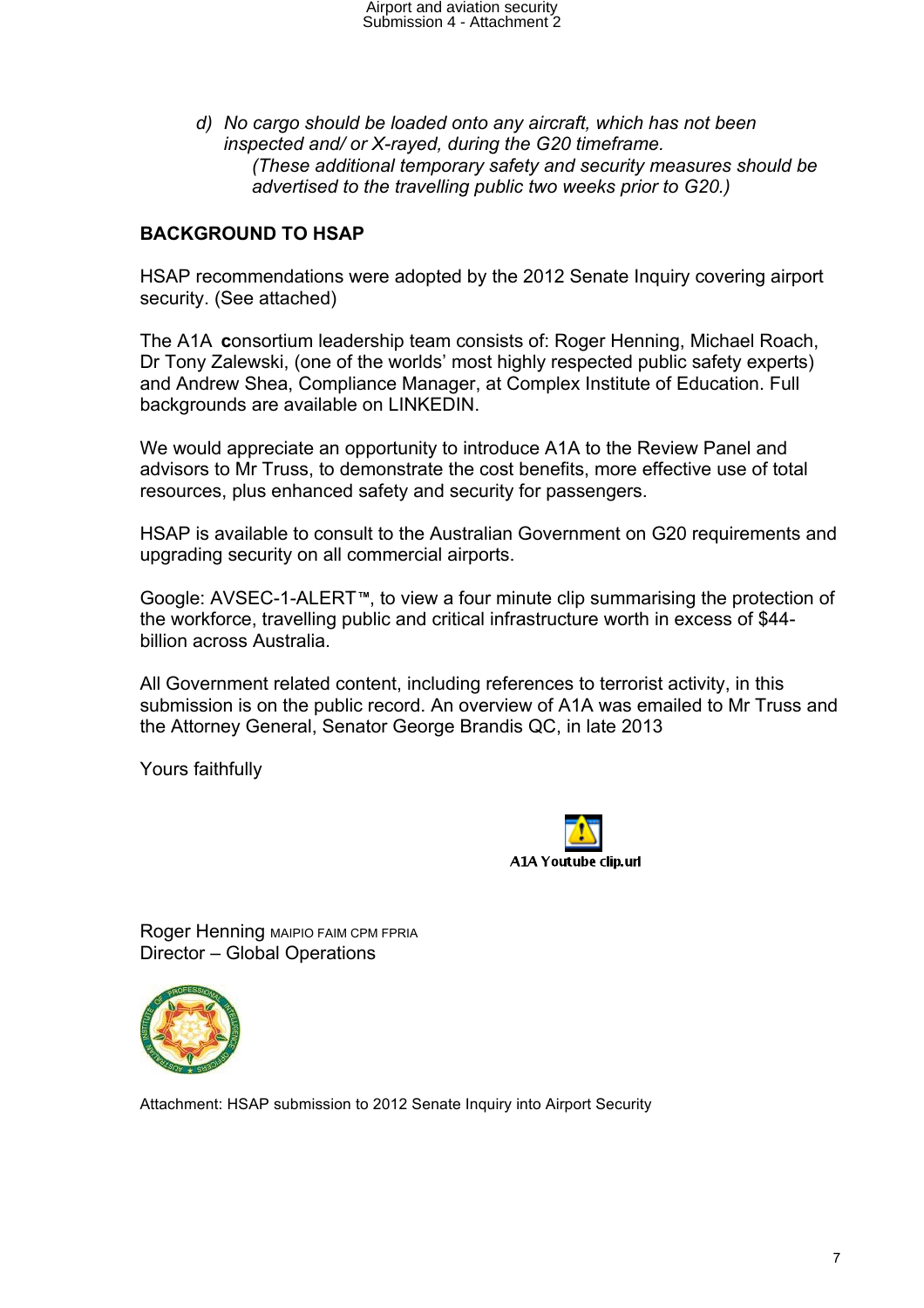d) *No cargo should be loaded onto any aircraft, which has not been inspected and/ or X-rayed, during the G20 timeframe.*
   *(These additional temporary safety and security measures should be advertised to the travelling public two weeks prior to G20.)*

**BACKGROUND TO HSAP**

HSAP recommendations were adopted by the 2012 Senate Inquiry covering airport security. (See attached)

The A1A **c**onsortium leadership team consists of: Roger Henning, Michael Roach, Dr Tony Zalewski, (one of the worlds' most highly respected public safety experts) and Andrew Shea, Compliance Manager, at Complex Institute of Education. Full backgrounds are available on LINKEDIN.

We would appreciate an opportunity to introduce A1A to the Review Panel and advisors to Mr Truss, to demonstrate the cost benefits, more effective use of total resources, plus enhanced safety and security for passengers.

HSAP is available to consult to the Australian Government on G20 requirements and upgrading security on all commercial airports.

Google: AVSEC-1-ALERT™, to view a four minute clip summarising the protection of the workforce, travelling public and critical infrastructure worth in excess of $44-billion across Australia.

All Government related content, including references to terrorist activity, in this submission is on the public record. An overview of A1A was emailed to Mr Truss and the Attorney General, Senator George Brandis QC, in late 2013

Yours faithfully

A1A Youtube clip.url

Roger Henning MAIPIO FAIM CPM FPRIA
Director – Global Operations

Attachment: HSAP submission to 2012 Senate Inquiry into Airport Security